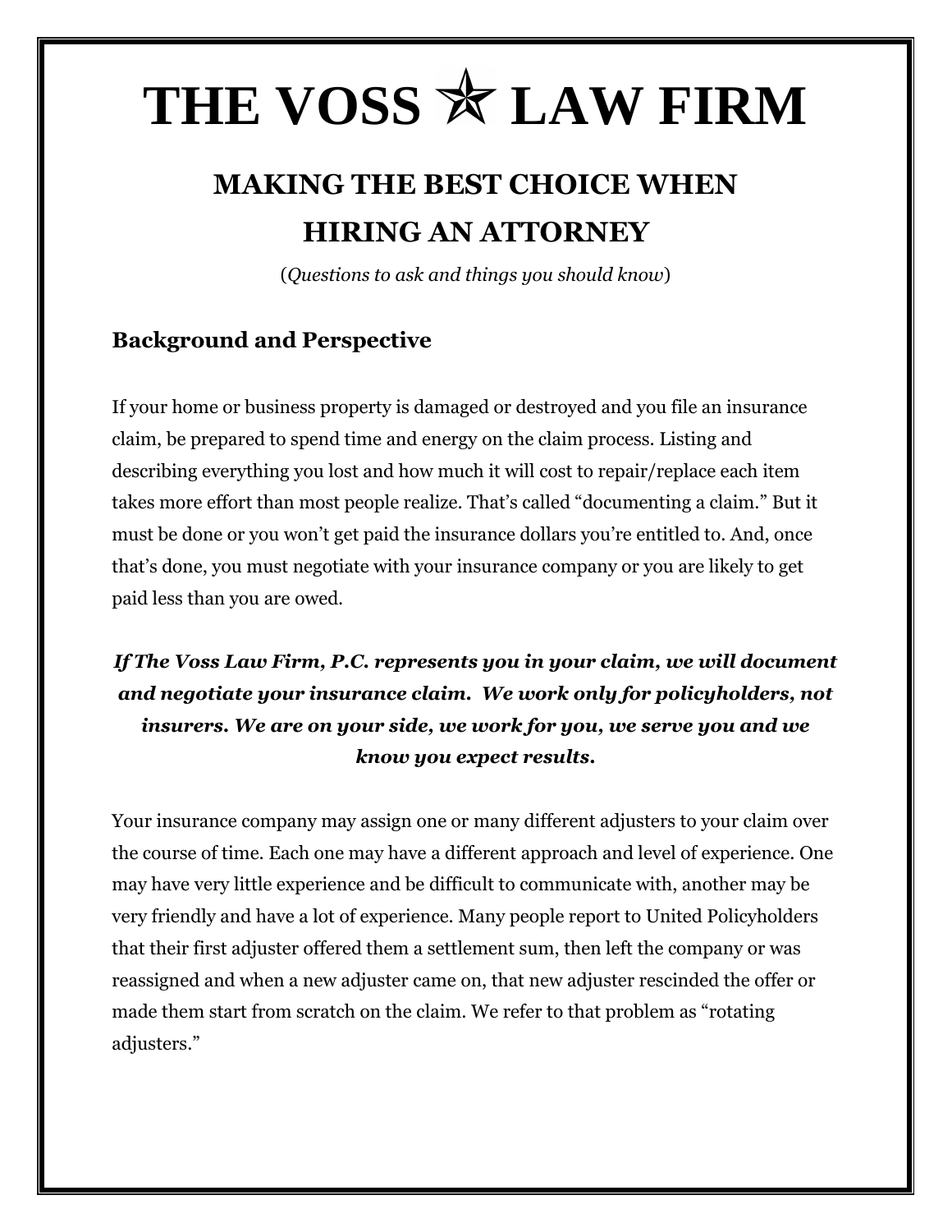# THE VOSS ✯ LAW FIRM

## MAKING THE BEST CHOICE WHEN HIRING AN ATTORNEY

(*Questions to ask and things you should know*)

### Background and Perspective

If your home or business property is damaged or destroyed and you file an insurance claim, be prepared to spend time and energy on the claim process. Listing and describing everything you lost and how much it will cost to repair/replace each item takes more effort than most people realize. That's called "documenting a claim." But it must be done or you won't get paid the insurance dollars you're entitled to. And, once that's done, you must negotiate with your insurance company or you are likely to get paid less than you are owed.

***If The Voss Law Firm, P.C. represents you in your claim, we will document and negotiate your insurance claim. We work only for policyholders, not insurers. We are on your side, we work for you, we serve you and we know you expect results.***

Your insurance company may assign one or many different adjusters to your claim over the course of time. Each one may have a different approach and level of experience. One may have very little experience and be difficult to communicate with, another may be very friendly and have a lot of experience. Many people report to United Policyholders that their first adjuster offered them a settlement sum, then left the company or was reassigned and when a new adjuster came on, that new adjuster rescinded the offer or made them start from scratch on the claim. We refer to that problem as "rotating adjusters."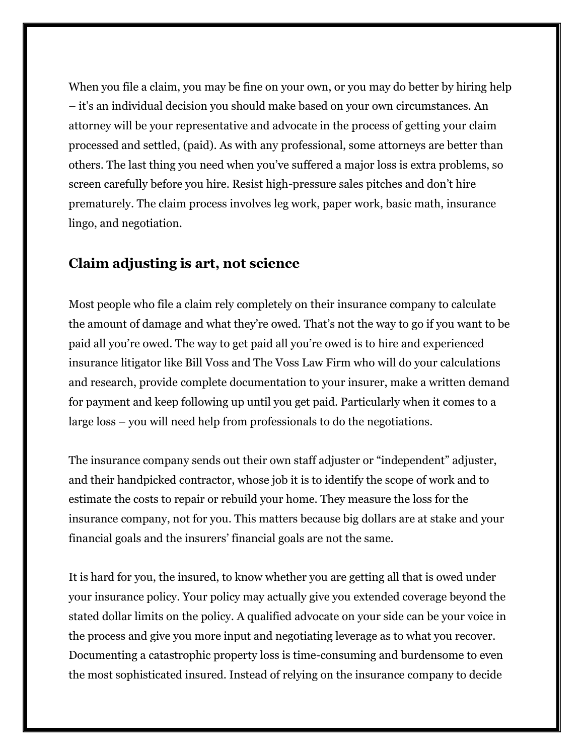When you file a claim, you may be fine on your own, or you may do better by hiring help – it's an individual decision you should make based on your own circumstances. An attorney will be your representative and advocate in the process of getting your claim processed and settled, (paid). As with any professional, some attorneys are better than others. The last thing you need when you've suffered a major loss is extra problems, so screen carefully before you hire. Resist high-pressure sales pitches and don't hire prematurely. The claim process involves leg work, paper work, basic math, insurance lingo, and negotiation.

## Claim adjusting is art, not science

Most people who file a claim rely completely on their insurance company to calculate the amount of damage and what they're owed. That's not the way to go if you want to be paid all you're owed. The way to get paid all you're owed is to hire and experienced insurance litigator like Bill Voss and The Voss Law Firm who will do your calculations and research, provide complete documentation to your insurer, make a written demand for payment and keep following up until you get paid. Particularly when it comes to a large loss – you will need help from professionals to do the negotiations.

The insurance company sends out their own staff adjuster or "independent" adjuster, and their handpicked contractor, whose job it is to identify the scope of work and to estimate the costs to repair or rebuild your home. They measure the loss for the insurance company, not for you. This matters because big dollars are at stake and your financial goals and the insurers' financial goals are not the same.

It is hard for you, the insured, to know whether you are getting all that is owed under your insurance policy. Your policy may actually give you extended coverage beyond the stated dollar limits on the policy. A qualified advocate on your side can be your voice in the process and give you more input and negotiating leverage as to what you recover. Documenting a catastrophic property loss is time-consuming and burdensome to even the most sophisticated insured. Instead of relying on the insurance company to decide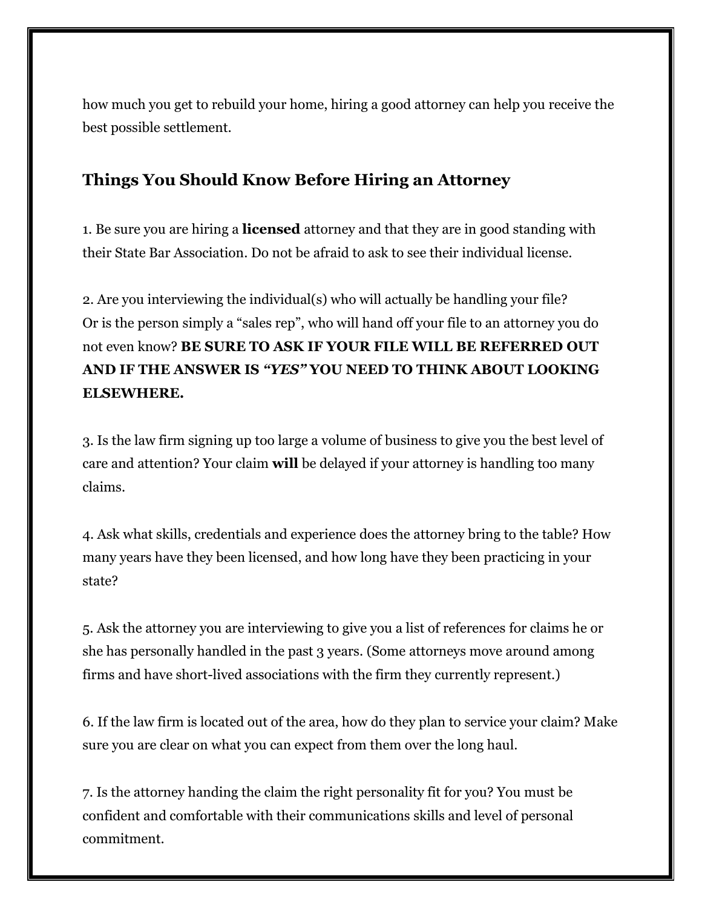how much you get to rebuild your home, hiring a good attorney can help you receive the best possible settlement.

## Things You Should Know Before Hiring an Attorney

1. Be sure you are hiring a **licensed** attorney and that they are in good standing with their State Bar Association. Do not be afraid to ask to see their individual license.

2. Are you interviewing the individual(s) who will actually be handling your file? Or is the person simply a "sales rep", who will hand off your file to an attorney you do not even know? **BE SURE TO ASK IF YOUR FILE WILL BE REFERRED OUT AND IF THE ANSWER IS *"YES"* YOU NEED TO THINK ABOUT LOOKING ELSEWHERE.**

3. Is the law firm signing up too large a volume of business to give you the best level of care and attention? Your claim **will** be delayed if your attorney is handling too many claims.

4. Ask what skills, credentials and experience does the attorney bring to the table? How many years have they been licensed, and how long have they been practicing in your state?

5. Ask the attorney you are interviewing to give you a list of references for claims he or she has personally handled in the past 3 years. (Some attorneys move around among firms and have short-lived associations with the firm they currently represent.)

6. If the law firm is located out of the area, how do they plan to service your claim? Make sure you are clear on what you can expect from them over the long haul.

7. Is the attorney handing the claim the right personality fit for you? You must be confident and comfortable with their communications skills and level of personal commitment.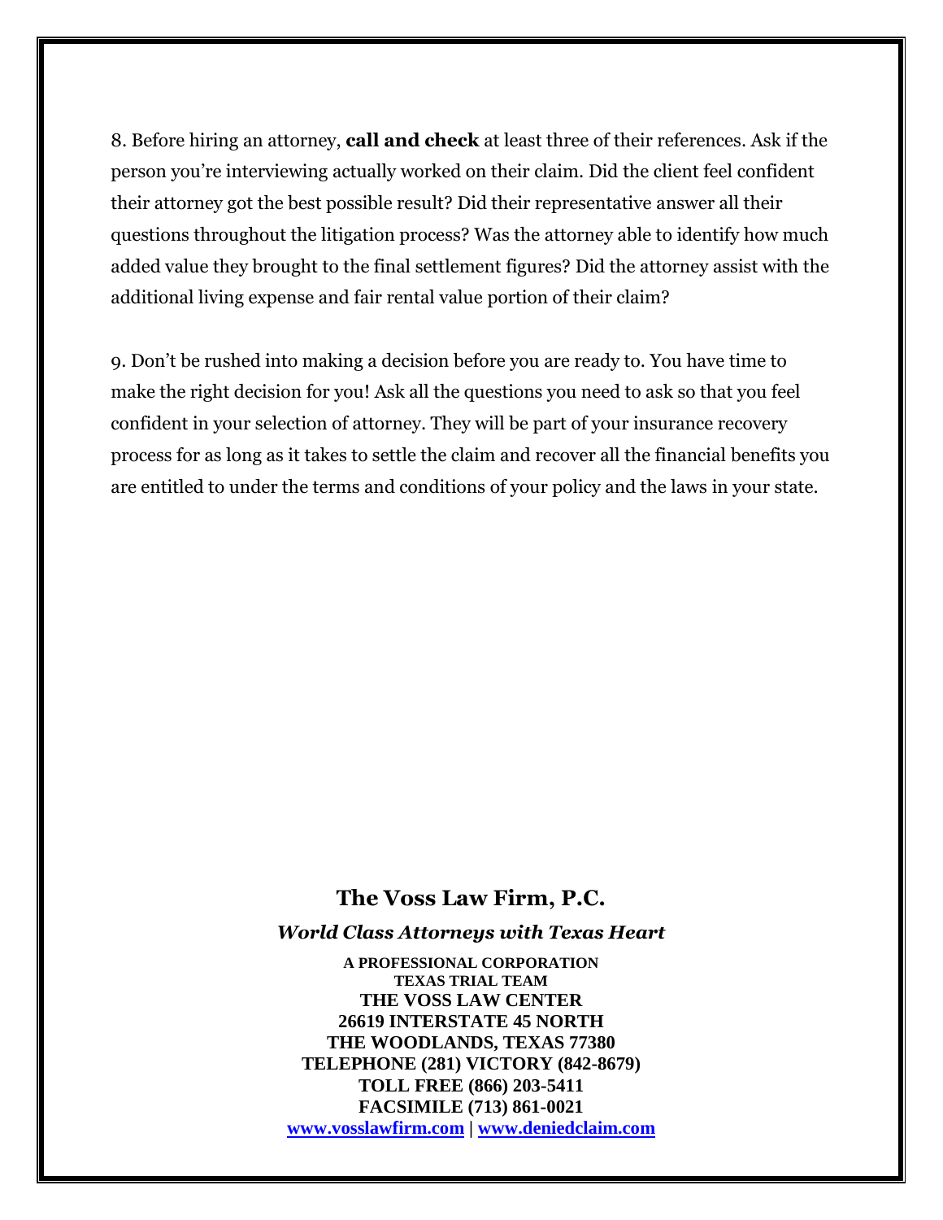8. Before hiring an attorney, **call and check** at least three of their references. Ask if the person you're interviewing actually worked on their claim. Did the client feel confident their attorney got the best possible result? Did their representative answer all their questions throughout the litigation process? Was the attorney able to identify how much added value they brought to the final settlement figures? Did the attorney assist with the additional living expense and fair rental value portion of their claim?

9. Don't be rushed into making a decision before you are ready to. You have time to make the right decision for you! Ask all the questions you need to ask so that you feel confident in your selection of attorney. They will be part of your insurance recovery process for as long as it takes to settle the claim and recover all the financial benefits you are entitled to under the terms and conditions of your policy and the laws in your state.

**The Voss Law Firm, P.C.**

***World Class Attorneys with Texas Heart***

**A PROFESSIONAL CORPORATION**
**TEXAS TRIAL TEAM**
**THE VOSS LAW CENTER**
**26619 INTERSTATE 45 NORTH**
**THE WOODLANDS, TEXAS 77380**
**TELEPHONE (281) VICTORY (842-8679)**
**TOLL FREE (866) 203-5411**
**FACSIMILE (713) 861-0021**
**www.vosslawfirm.com | www.deniedclaim.com**